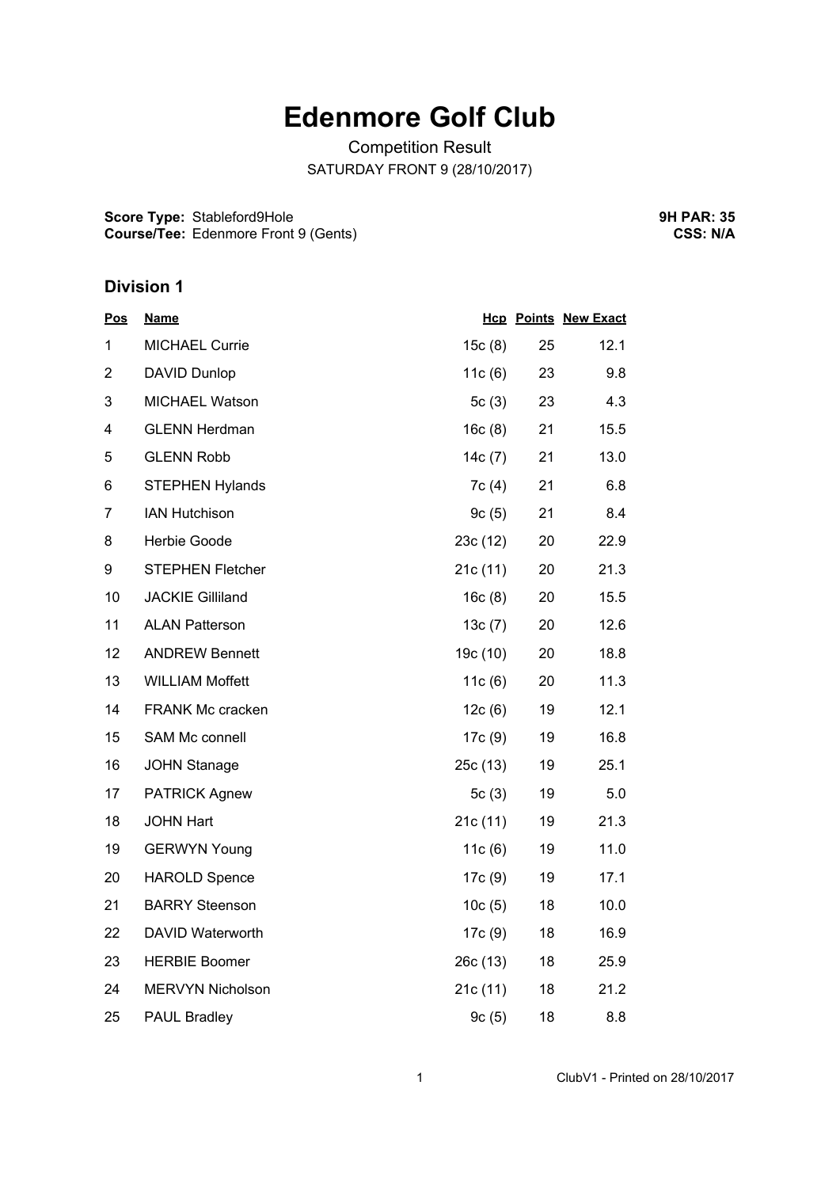# Edenmore Golf Club

Competition Result

SATURDAY FRONT 9 (28/10/2017)

**Score Type:** Stableford9Hole
**Course/Tee:** Edenmore Front 9 (Gents)

**9H PAR: 35**
**CSS: N/A**

## Division 1

| Pos | Name | Hcp | Points | New Exact |
|---|---|---|---|---|
| 1 | MICHAEL Currie | 15c (8) | 25 | 12.1 |
| 2 | DAVID Dunlop | 11c (6) | 23 | 9.8 |
| 3 | MICHAEL Watson | 5c (3) | 23 | 4.3 |
| 4 | GLENN Herdman | 16c (8) | 21 | 15.5 |
| 5 | GLENN Robb | 14c (7) | 21 | 13.0 |
| 6 | STEPHEN Hylands | 7c (4) | 21 | 6.8 |
| 7 | IAN Hutchison | 9c (5) | 21 | 8.4 |
| 8 | Herbie Goode | 23c (12) | 20 | 22.9 |
| 9 | STEPHEN Fletcher | 21c (11) | 20 | 21.3 |
| 10 | JACKIE Gilliland | 16c (8) | 20 | 15.5 |
| 11 | ALAN Patterson | 13c (7) | 20 | 12.6 |
| 12 | ANDREW Bennett | 19c (10) | 20 | 18.8 |
| 13 | WILLIAM Moffett | 11c (6) | 20 | 11.3 |
| 14 | FRANK Mc cracken | 12c (6) | 19 | 12.1 |
| 15 | SAM Mc connell | 17c (9) | 19 | 16.8 |
| 16 | JOHN Stanage | 25c (13) | 19 | 25.1 |
| 17 | PATRICK Agnew | 5c (3) | 19 | 5.0 |
| 18 | JOHN Hart | 21c (11) | 19 | 21.3 |
| 19 | GERWYN Young | 11c (6) | 19 | 11.0 |
| 20 | HAROLD Spence | 17c (9) | 19 | 17.1 |
| 21 | BARRY Steenson | 10c (5) | 18 | 10.0 |
| 22 | DAVID Waterworth | 17c (9) | 18 | 16.9 |
| 23 | HERBIE Boomer | 26c (13) | 18 | 25.9 |
| 24 | MERVYN Nicholson | 21c (11) | 18 | 21.2 |
| 25 | PAUL Bradley | 9c (5) | 18 | 8.8 |

ClubV1 - Printed on 28/10/2017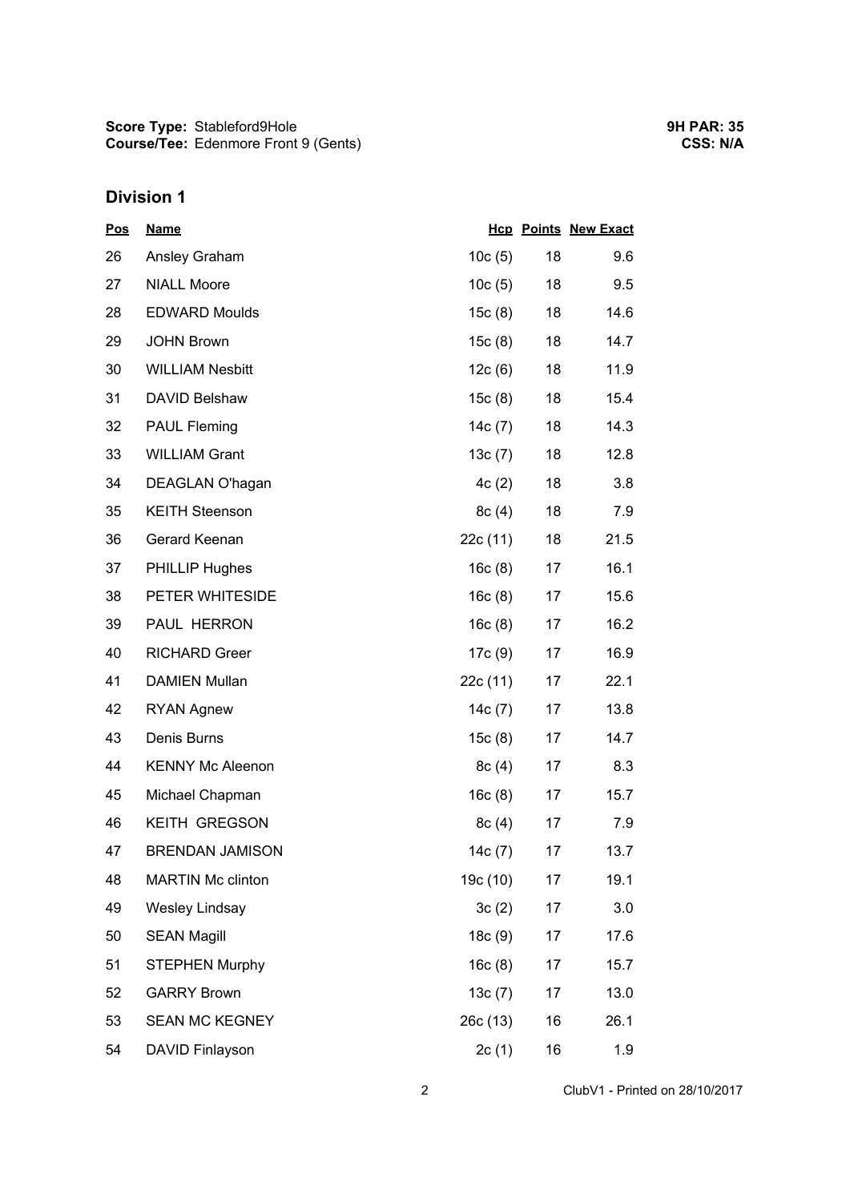**Score Type:** Stableford9Hole
**Course/Tee:** Edenmore Front 9 (Gents)

**9H PAR: 35**
**CSS: N/A**

## Division 1

| Pos | Name | Hcp | Points | New Exact |
|---|---|---|---|---|
| 26 | Ansley Graham | 10c (5) | 18 | 9.6 |
| 27 | NIALL Moore | 10c (5) | 18 | 9.5 |
| 28 | EDWARD Moulds | 15c (8) | 18 | 14.6 |
| 29 | JOHN Brown | 15c (8) | 18 | 14.7 |
| 30 | WILLIAM Nesbitt | 12c (6) | 18 | 11.9 |
| 31 | DAVID Belshaw | 15c (8) | 18 | 15.4 |
| 32 | PAUL Fleming | 14c (7) | 18 | 14.3 |
| 33 | WILLIAM Grant | 13c (7) | 18 | 12.8 |
| 34 | DEAGLAN O'hagan | 4c (2) | 18 | 3.8 |
| 35 | KEITH Steenson | 8c (4) | 18 | 7.9 |
| 36 | Gerard Keenan | 22c (11) | 18 | 21.5 |
| 37 | PHILLIP Hughes | 16c (8) | 17 | 16.1 |
| 38 | PETER WHITESIDE | 16c (8) | 17 | 15.6 |
| 39 | PAUL HERRON | 16c (8) | 17 | 16.2 |
| 40 | RICHARD Greer | 17c (9) | 17 | 16.9 |
| 41 | DAMIEN Mullan | 22c (11) | 17 | 22.1 |
| 42 | RYAN Agnew | 14c (7) | 17 | 13.8 |
| 43 | Denis Burns | 15c (8) | 17 | 14.7 |
| 44 | KENNY Mc Aleenon | 8c (4) | 17 | 8.3 |
| 45 | Michael Chapman | 16c (8) | 17 | 15.7 |
| 46 | KEITH GREGSON | 8c (4) | 17 | 7.9 |
| 47 | BRENDAN JAMISON | 14c (7) | 17 | 13.7 |
| 48 | MARTIN Mc clinton | 19c (10) | 17 | 19.1 |
| 49 | Wesley Lindsay | 3c (2) | 17 | 3.0 |
| 50 | SEAN Magill | 18c (9) | 17 | 17.6 |
| 51 | STEPHEN Murphy | 16c (8) | 17 | 15.7 |
| 52 | GARRY Brown | 13c (7) | 17 | 13.0 |
| 53 | SEAN MC KEGNEY | 26c (13) | 16 | 26.1 |
| 54 | DAVID Finlayson | 2c (1) | 16 | 1.9 |

ClubV1 - Printed on 28/10/2017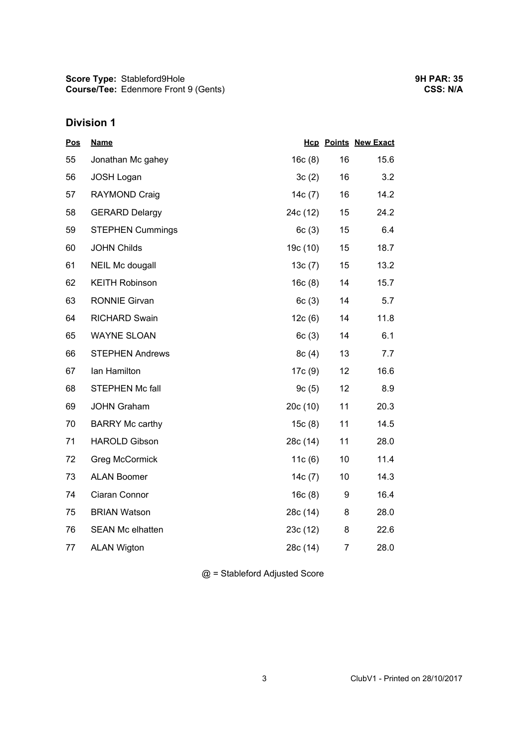**Score Type:** Stableford9Hole
**Course/Tee:** Edenmore Front 9 (Gents)

**9H PAR: 35**
**CSS: N/A**

## Division 1

| Pos | Name | Hcp | Points | New Exact |
|---|---|---|---|---|
| 55 | Jonathan Mc gahey | 16c (8) | 16 | 15.6 |
| 56 | JOSH Logan | 3c (2) | 16 | 3.2 |
| 57 | RAYMOND Craig | 14c (7) | 16 | 14.2 |
| 58 | GERARD Delargy | 24c (12) | 15 | 24.2 |
| 59 | STEPHEN Cummings | 6c (3) | 15 | 6.4 |
| 60 | JOHN Childs | 19c (10) | 15 | 18.7 |
| 61 | NEIL Mc dougall | 13c (7) | 15 | 13.2 |
| 62 | KEITH Robinson | 16c (8) | 14 | 15.7 |
| 63 | RONNIE Girvan | 6c (3) | 14 | 5.7 |
| 64 | RICHARD Swain | 12c (6) | 14 | 11.8 |
| 65 | WAYNE SLOAN | 6c (3) | 14 | 6.1 |
| 66 | STEPHEN Andrews | 8c (4) | 13 | 7.7 |
| 67 | Ian Hamilton | 17c (9) | 12 | 16.6 |
| 68 | STEPHEN Mc fall | 9c (5) | 12 | 8.9 |
| 69 | JOHN Graham | 20c (10) | 11 | 20.3 |
| 70 | BARRY Mc carthy | 15c (8) | 11 | 14.5 |
| 71 | HAROLD Gibson | 28c (14) | 11 | 28.0 |
| 72 | Greg McCormick | 11c (6) | 10 | 11.4 |
| 73 | ALAN Boomer | 14c (7) | 10 | 14.3 |
| 74 | Ciaran Connor | 16c (8) | 9 | 16.4 |
| 75 | BRIAN Watson | 28c (14) | 8 | 28.0 |
| 76 | SEAN Mc elhatten | 23c (12) | 8 | 22.6 |
| 77 | ALAN Wigton | 28c (14) | 7 | 28.0 |

@ = Stableford Adjusted Score

ClubV1 - Printed on 28/10/2017